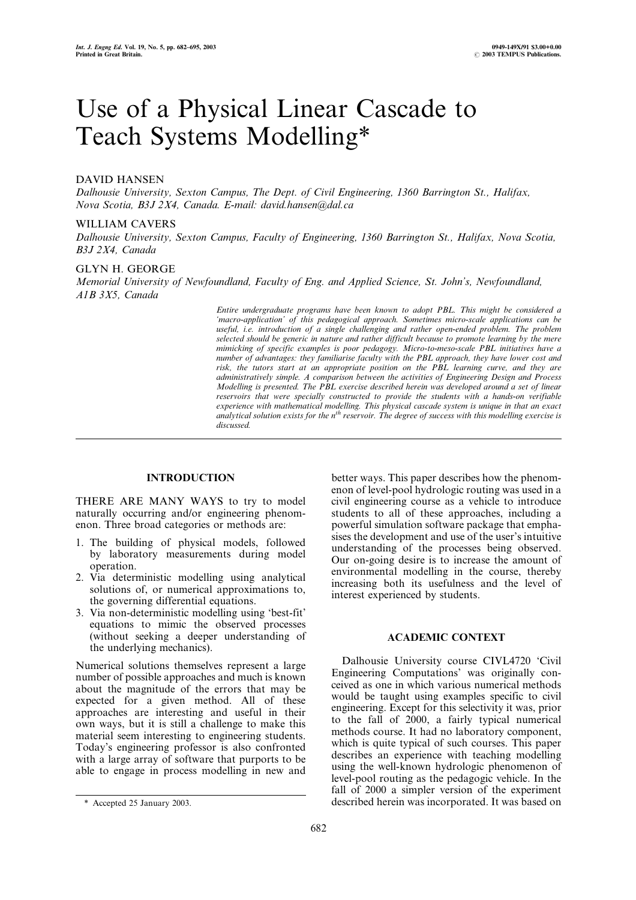# Use of a Physical Linear Cascade to Teach Systems Modelling*

DAVID HANSEN

*Dalhousie University, Sexton Campus, The Dept. of Civil Engineering, 1360 Barrington St., Halifax, Nova Scotia, B3J 2X4, Canada. E-mail: david.hansen@dal.ca*

WILLIAM CAVERS

*Dalhousie University, Sexton Campus, Faculty of Engineering, 1360 Barrington St., Halifax, Nova Scotia, B3J 2X4, Canada*

GLYN H. GEORGE

*Memorial University of Newfoundland, Faculty of Eng. and Applied Science, St. John's, Newfoundland, A1B 3X5, Canada*

*Entire undergraduate programs have been known to adopt PBL. This might be considered a 'macro-application' of this pedagogical approach. Sometimes micro-scale applications can be useful, i.e. introduction of a single challenging and rather open-ended problem. The problem selected should be generic in nature and rather difficult because to promote learning by the mere mimicking of specific examples is poor pedagogy. Micro-to-meso-scale PBL initiatives have a number of advantages: they familiarise faculty with the PBL approach, they have lower cost and risk, the tutors start at an appropriate position on the PBL learning curve, and they are administratively simple. A comparison between the activities of Engineering Design and Process Modelling is presented. The PBL exercise described herein was developed around a set of linear reservoirs that were specially constructed to provide the students with a hands-on verifiable experience with mathematical modelling. This physical cascade system is unique in that an exact analytical solution exists for the $n^{th}$ reservoir. The degree of success with this modelling exercise is discussed.*

## INTRODUCTION

THERE ARE MANY WAYS to try to model naturally occurring and/or engineering phenomenon. Three broad categories or methods are:

1. The building of physical models, followed by laboratory measurements during model operation.
2. Via deterministic modelling using analytical solutions of, or numerical approximations to, the governing differential equations.
3. Via non-deterministic modelling using 'best-fit' equations to mimic the observed processes (without seeking a deeper understanding of the underlying mechanics).

Numerical solutions themselves represent a large number of possible approaches and much is known about the magnitude of the errors that may be expected for a given method. All of these approaches are interesting and useful in their own ways, but it is still a challenge to make this material seem interesting to engineering students. Today's engineering professor is also confronted with a large array of software that purports to be able to engage in process modelling in new and better ways. This paper describes how the phenomenon of level-pool hydrologic routing was used in a civil engineering course as a vehicle to introduce students to all of these approaches, including a powerful simulation software package that emphasises the development and use of the user's intuitive understanding of the processes being observed. Our on-going desire is to increase the amount of environmental modelling in the course, thereby increasing both its usefulness and the level of interest experienced by students.

## ACADEMIC CONTEXT

Dalhousie University course CIVL4720 'Civil Engineering Computations' was originally conceived as one in which various numerical methods would be taught using examples specific to civil engineering. Except for this selectivity it was, prior to the fall of 2000, a fairly typical numerical methods course. It had no laboratory component, which is quite typical of such courses. This paper describes an experience with teaching modelling using the well-known hydrologic phenomenon of level-pool routing as the pedagogic vehicle. In the fall of 2000 a simpler version of the experiment described herein was incorporated. It was based on

\* Accepted 25 January 2003.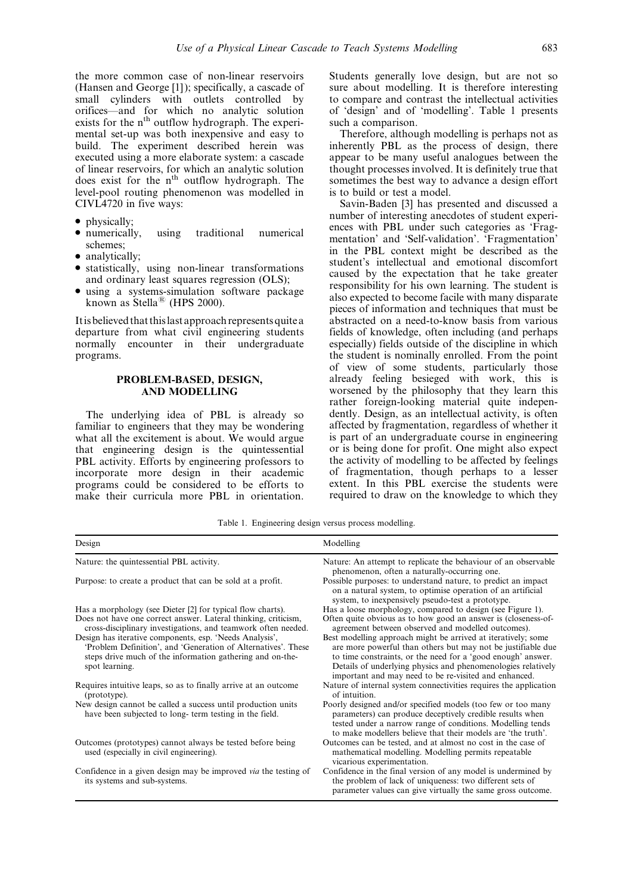the more common case of non-linear reservoirs (Hansen and George [1]); specifically, a cascade of small cylinders with outlets controlled by orifices—and for which no analytic solution exists for the $n^{th}$ outflow hydrograph. The experimental set-up was both inexpensive and easy to build. The experiment described herein was executed using a more elaborate system: a cascade of linear reservoirs, for which an analytic solution does exist for the $n^{th}$ outflow hydrograph. The level-pool routing phenomenon was modelled in CIVL4720 in five ways:

- physically;
- numerically, using traditional numerical schemes;
- analytically;
- statistically, using non-linear transformations and ordinary least squares regression (OLS);
- using a systems-simulation software package known as Stella® (HPS 2000).

It is believed that this last approach represents quite a departure from what civil engineering students normally encounter in their undergraduate programs.

## PROBLEM-BASED, DESIGN, AND MODELLING

The underlying idea of PBL is already so familiar to engineers that they may be wondering what all the excitement is about. We would argue that engineering design is the quintessential PBL activity. Efforts by engineering professors to incorporate more design in their academic programs could be considered to be efforts to make their curricula more PBL in orientation. Students generally love design, but are not so sure about modelling. It is therefore interesting to compare and contrast the intellectual activities of 'design' and of 'modelling'. Table 1 presents such a comparison.

Therefore, although modelling is perhaps not as inherently PBL as the process of design, there appear to be many useful analogues between the thought processes involved. It is definitely true that sometimes the best way to advance a design effort is to build or test a model.

Savin-Baden [3] has presented and discussed a number of interesting anecdotes of student experiences with PBL under such categories as 'Fragmentation' and 'Self-validation'. 'Fragmentation' in the PBL context might be described as the student's intellectual and emotional discomfort caused by the expectation that he take greater responsibility for his own learning. The student is also expected to become facile with many disparate pieces of information and techniques that must be abstracted on a need-to-know basis from various fields of knowledge, often including (and perhaps especially) fields outside of the discipline in which the student is nominally enrolled. From the point of view of some students, particularly those already feeling besieged with work, this is worsened by the philosophy that they learn this rather foreign-looking material quite independently. Design, as an intellectual activity, is often affected by fragmentation, regardless of whether it is part of an undergraduate course in engineering or is being done for profit. One might also expect the activity of modelling to be affected by feelings of fragmentation, though perhaps to a lesser extent. In this PBL exercise the students were required to draw on the knowledge to which they

Table 1. Engineering design versus process modelling.

| Design | Modelling |
|---|---|
| Nature: the quintessential PBL activity. | Nature: An attempt to replicate the behaviour of an observable phenomenon, often a naturally-occurring one. |
| Purpose: to create a product that can be sold at a profit. | Possible purposes: to understand nature, to predict an impact on a natural system, to optimise operation of an artificial system, to inexpensively pseudo-test a prototype. |
| Has a morphology (see Dieter [2] for typical flow charts). | Has a loose morphology, compared to design (see Figure 1). |
| Does not have one correct answer. Lateral thinking, criticism, cross-disciplinary investigations, and teamwork often needed. | Often quite obvious as to how good an answer is (closeness-of-agreement between observed and modelled outcomes). |
| Design has iterative components, esp. 'Needs Analysis', 'Problem Definition', and 'Generation of Alternatives'. These steps drive much of the information gathering and on-the-spot learning. | Best modelling approach might be arrived at iteratively; some are more powerful than others but may not be justifiable due to time constraints, or the need for a 'good enough' answer. Details of underlying physics and phenomenologies relatively important and may need to be re-visited and enhanced. |
| Requires intuitive leaps, so as to finally arrive at an outcome (prototype). | Nature of internal system connectivities requires the application of intuition. |
| New design cannot be called a success until production units have been subjected to long- term testing in the field. | Poorly designed and/or specified models (too few or too many parameters) can produce deceptively credible results when tested under a narrow range of conditions. Modelling tends to make modellers believe that their models are 'the truth'. |
| Outcomes (prototypes) cannot always be tested before being used (especially in civil engineering). | Outcomes can be tested, and at almost no cost in the case of mathematical modelling. Modelling permits repeatable vicarious experimentation. |
| Confidence in a given design may be improved *via* the testing of its systems and sub-systems. | Confidence in the final version of any model is undermined by the problem of lack of uniqueness: two different sets of parameter values can give virtually the same gross outcome. |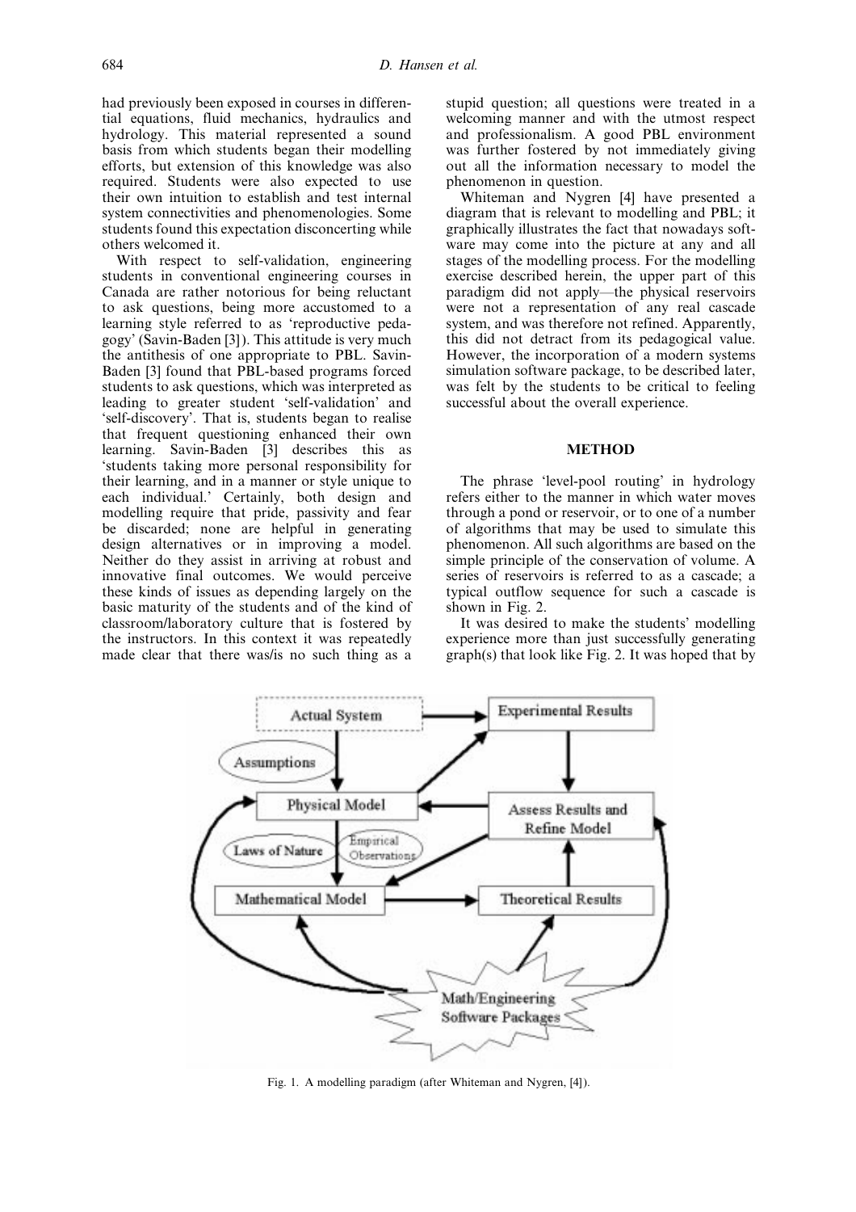had previously been exposed in courses in differential equations, fluid mechanics, hydraulics and hydrology. This material represented a sound basis from which students began their modelling efforts, but extension of this knowledge was also required. Students were also expected to use their own intuition to establish and test internal system connectivities and phenomenologies. Some students found this expectation disconcerting while others welcomed it.

With respect to self-validation, engineering students in conventional engineering courses in Canada are rather notorious for being reluctant to ask questions, being more accustomed to a learning style referred to as 'reproductive pedagogy' (Savin-Baden [3]). This attitude is very much the antithesis of one appropriate to PBL. Savin-Baden [3] found that PBL-based programs forced students to ask questions, which was interpreted as leading to greater student 'self-validation' and 'self-discovery'. That is, students began to realise that frequent questioning enhanced their own learning. Savin-Baden [3] describes this as 'students taking more personal responsibility for their learning, and in a manner or style unique to each individual.' Certainly, both design and modelling require that pride, passivity and fear be discarded; none are helpful in generating design alternatives or in improving a model. Neither do they assist in arriving at robust and innovative final outcomes. We would perceive these kinds of issues as depending largely on the basic maturity of the students and of the kind of classroom/laboratory culture that is fostered by the instructors. In this context it was repeatedly made clear that there was/is no such thing as a stupid question; all questions were treated in a welcoming manner and with the utmost respect and professionalism. A good PBL environment was further fostered by not immediately giving out all the information necessary to model the phenomenon in question.

Whiteman and Nygren [4] have presented a diagram that is relevant to modelling and PBL; it graphically illustrates the fact that nowadays software may come into the picture at any and all stages of the modelling process. For the modelling exercise described herein, the upper part of this paradigm did not apply—the physical reservoirs were not a representation of any real cascade system, and was therefore not refined. Apparently, this did not detract from its pedagogical value. However, the incorporation of a modern systems simulation software package, to be described later, was felt by the students to be critical to feeling successful about the overall experience.

## METHOD

The phrase 'level-pool routing' in hydrology refers either to the manner in which water moves through a pond or reservoir, or to one of a number of algorithms that may be used to simulate this phenomenon. All such algorithms are based on the simple principle of the conservation of volume. A series of reservoirs is referred to as a cascade; a typical outflow sequence for such a cascade is shown in Fig. 2.

It was desired to make the students' modelling experience more than just successfully generating graph(s) that look like Fig. 2. It was hoped that by

Fig. 1. A modelling paradigm (after Whiteman and Nygren, [4]).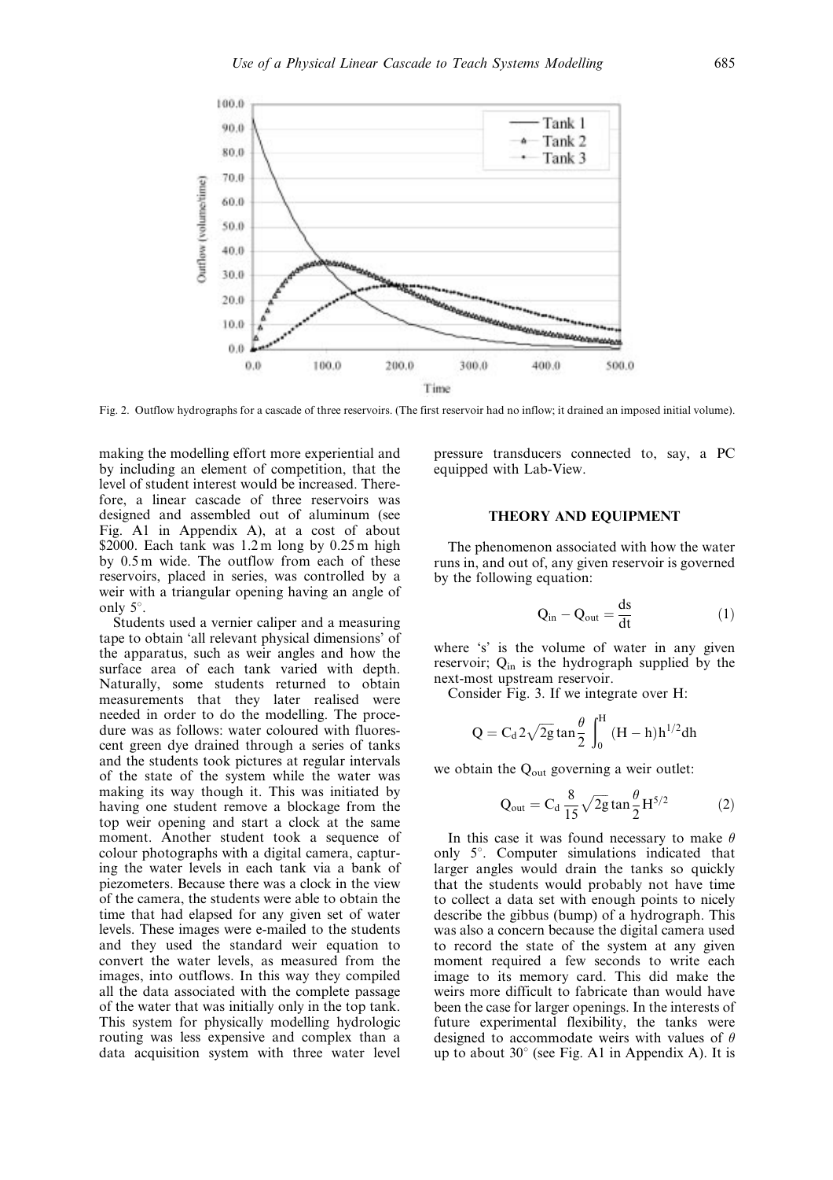Fig. 2. Outflow hydrographs for a cascade of three reservoirs. (The first reservoir had no inflow; it drained an imposed initial volume).

making the modelling effort more experiential and by including an element of competition, that the level of student interest would be increased. Therefore, a linear cascade of three reservoirs was designed and assembled out of aluminum (see Fig. A1 in Appendix A), at a cost of about \$2000. Each tank was 1.2 m long by 0.25 m high by 0.5 m wide. The outflow from each of these reservoirs, placed in series, was controlled by a weir with a triangular opening having an angle of only 5°.

Students used a vernier caliper and a measuring tape to obtain 'all relevant physical dimensions' of the apparatus, such as weir angles and how the surface area of each tank varied with depth. Naturally, some students returned to obtain measurements that they later realised were needed in order to do the modelling. The procedure was as follows: water coloured with fluorescent green dye drained through a series of tanks and the students took pictures at regular intervals of the state of the system while the water was making its way though it. This was initiated by having one student remove a blockage from the top weir opening and start a clock at the same moment. Another student took a sequence of colour photographs with a digital camera, capturing the water levels in each tank via a bank of piezometers. Because there was a clock in the view of the camera, the students were able to obtain the time that had elapsed for any given set of water levels. These images were e-mailed to the students and they used the standard weir equation to convert the water levels, as measured from the images, into outflows. In this way they compiled all the data associated with the complete passage of the water that was initially only in the top tank. This system for physically modelling hydrologic routing was less expensive and complex than a data acquisition system with three water level pressure transducers connected to, say, a PC equipped with Lab-View.

## THEORY AND EQUIPMENT

The phenomenon associated with how the water runs in, and out of, any given reservoir is governed by the following equation:

$$Q_{in} - Q_{out} = \frac{ds}{dt} \tag{1}$$

where 's' is the volume of water in any given reservoir; $Q_{in}$ is the hydrograph supplied by the next-most upstream reservoir.

Consider Fig. 3. If we integrate over H:

$$Q = C_d 2\sqrt{2g}\tan\frac{\theta}{2}\int_0^H (H-h)h^{1/2}dh$$

we obtain the $Q_{out}$ governing a weir outlet:

$$Q_{out} = C_d \frac{8}{15}\sqrt{2g}\tan\frac{\theta}{2}H^{5/2} \tag{2}$$

In this case it was found necessary to make $\theta$ only 5°. Computer simulations indicated that larger angles would drain the tanks so quickly that the students would probably not have time to collect a data set with enough points to nicely describe the gibbus (bump) of a hydrograph. This was also a concern because the digital camera used to record the state of the system at any given moment required a few seconds to write each image to its memory card. This did make the weirs more difficult to fabricate than would have been the case for larger openings. In the interests of future experimental flexibility, the tanks were designed to accommodate weirs with values of $\theta$ up to about 30° (see Fig. A1 in Appendix A). It is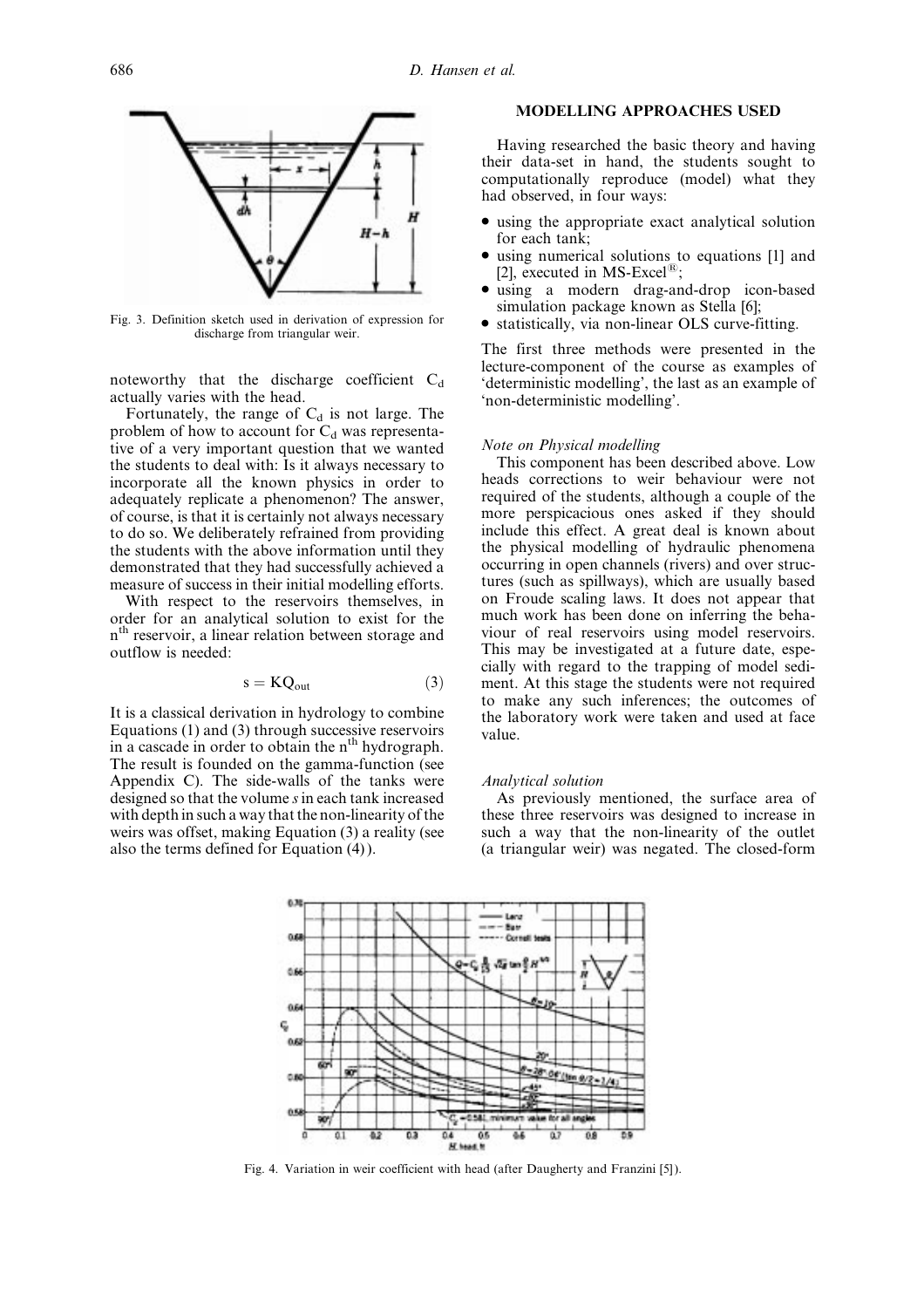Fig. 3. Definition sketch used in derivation of expression for discharge from triangular weir.

noteworthy that the discharge coefficient $C_d$ actually varies with the head.

Fortunately, the range of $C_d$ is not large. The problem of how to account for $C_d$ was representative of a very important question that we wanted the students to deal with: Is it always necessary to incorporate all the known physics in order to adequately replicate a phenomenon? The answer, of course, is that it is certainly not always necessary to do so. We deliberately refrained from providing the students with the above information until they demonstrated that they had successfully achieved a measure of success in their initial modelling efforts.

With respect to the reservoirs themselves, in order for an analytical solution to exist for the $n^{th}$ reservoir, a linear relation between storage and outflow is needed:

$$s = KQ_{out} \tag{3}$$

It is a classical derivation in hydrology to combine Equations (1) and (3) through successive reservoirs in a cascade in order to obtain the $n^{th}$ hydrograph. The result is founded on the gamma-function (see Appendix C). The side-walls of the tanks were designed so that the volume $s$ in each tank increased with depth in such a way that the non-linearity of the weirs was offset, making Equation (3) a reality (see also the terms defined for Equation (4)).

## MODELLING APPROACHES USED

Having researched the basic theory and having their data-set in hand, the students sought to computationally reproduce (model) what they had observed, in four ways:

- using the appropriate exact analytical solution for each tank;
- using numerical solutions to equations [1] and [2], executed in MS-Excel®;
- using a modern drag-and-drop icon-based simulation package known as Stella [6];
- statistically, via non-linear OLS curve-fitting.

The first three methods were presented in the lecture-component of the course as examples of 'deterministic modelling', the last as an example of 'non-deterministic modelling'.

### *Note on Physical modelling*

This component has been described above. Low heads corrections to weir behaviour were not required of the students, although a couple of the more perspicacious ones asked if they should include this effect. A great deal is known about the physical modelling of hydraulic phenomena occurring in open channels (rivers) and over structures (such as spillways), which are usually based on Froude scaling laws. It does not appear that much work has been done on inferring the behaviour of real reservoirs using model reservoirs. This may be investigated at a future date, especially with regard to the trapping of model sediment. At this stage the students were not required to make any such inferences; the outcomes of the laboratory work were taken and used at face value.

### *Analytical solution*

As previously mentioned, the surface area of these three reservoirs was designed to increase in such a way that the non-linearity of the outlet (a triangular weir) was negated. The closed-form

Fig. 4. Variation in weir coefficient with head (after Daugherty and Franzini [5]).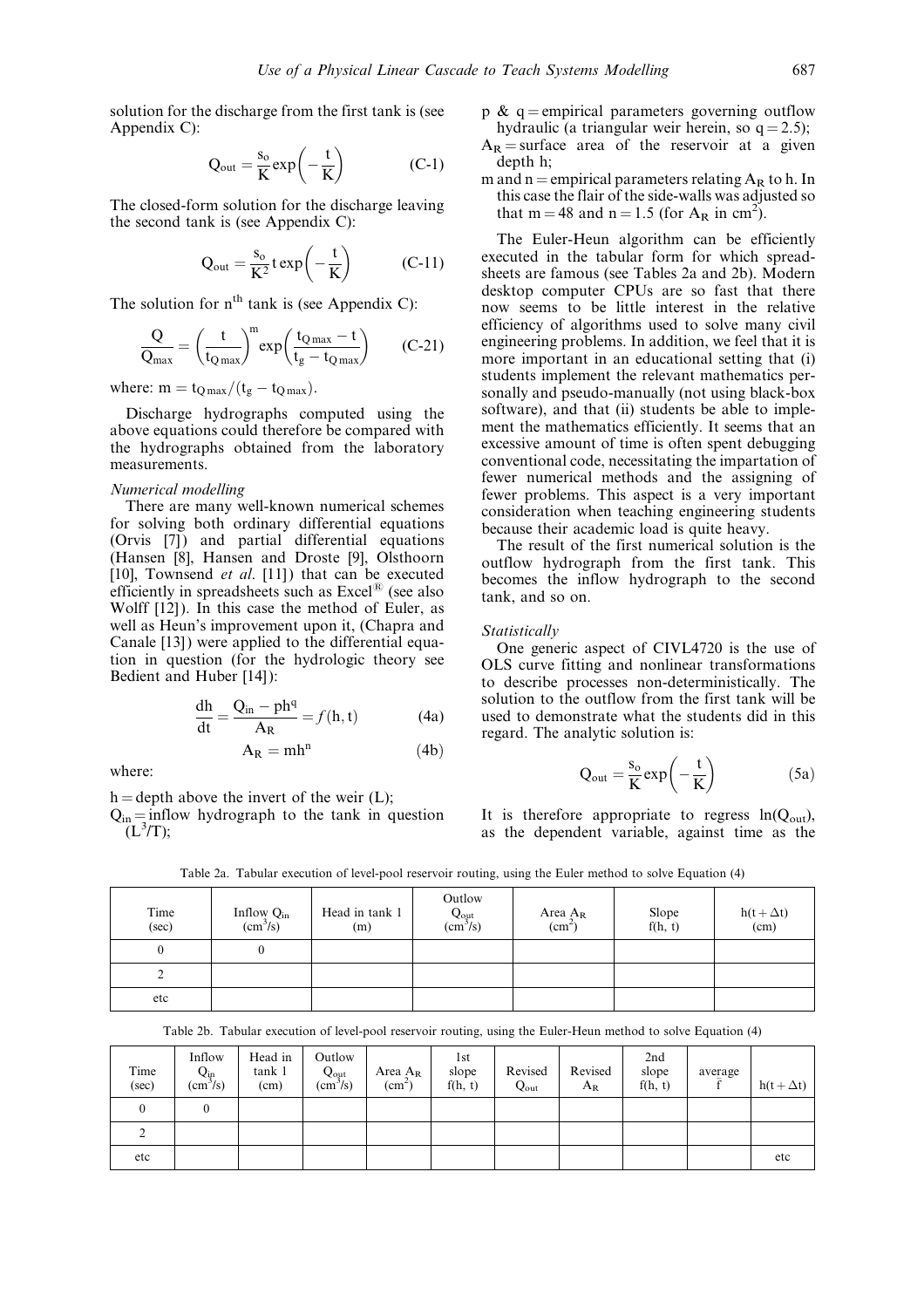solution for the discharge from the first tank is (see Appendix C):

$$Q_{out} = \frac{s_o}{K}\exp\left(-\frac{t}{K}\right) \tag{C-1}$$

The closed-form solution for the discharge leaving the second tank is (see Appendix C):

$$Q_{out} = \frac{s_o}{K^2}\,t\,\exp\left(-\frac{t}{K}\right) \tag{C-11}$$

The solution for $n^{th}$ tank is (see Appendix C):

$$\frac{Q}{Q_{max}} = \left(\frac{t}{t_{Q\,max}}\right)^m \exp\left(\frac{t_{Q\,max} - t}{t_g - t_{Q\,max}}\right) \tag{C-21}$$

where: $m = t_{Q\,max}/(t_g - t_{Q\,max})$.

Discharge hydrographs computed using the above equations could therefore be compared with the hydrographs obtained from the laboratory measurements.

*Numerical modelling*

There are many well-known numerical schemes for solving both ordinary differential equations (Orvis [7]) and partial differential equations (Hansen [8], Hansen and Droste [9], Olsthoorn [10], Townsend *et al.* [11]) that can be executed efficiently in spreadsheets such as Excel® (see also Wolff [12]). In this case the method of Euler, as well as Heun's improvement upon it, (Chapra and Canale [13]) were applied to the differential equation in question (for the hydrologic theory see Bedient and Huber [14]):

$$\frac{dh}{dt} = \frac{Q_{in} - ph^q}{A_R} = f(h, t) \tag{4a}$$

$$A_R = mh^n \tag{4b}$$

where:

$h$ = depth above the invert of the weir (L);
$Q_{in}$ = inflow hydrograph to the tank in question ($L^3/T$);
p & q = empirical parameters governing outflow hydraulic (a triangular weir herein, so $q = 2.5$);
$A_R$ = surface area of the reservoir at a given depth h;
m and n = empirical parameters relating $A_R$ to h. In this case the flair of the side-walls was adjusted so that $m = 48$ and $n = 1.5$ (for $A_R$ in $cm^2$).

The Euler-Heun algorithm can be efficiently executed in the tabular form for which spreadsheets are famous (see Tables 2a and 2b). Modern desktop computer CPUs are so fast that there now seems to be little interest in the relative efficiency of algorithms used to solve many civil engineering problems. In addition, we feel that it is more important in an educational setting that (i) students implement the relevant mathematics personally and pseudo-manually (not using black-box software), and that (ii) students be able to implement the mathematics efficiently. It seems that an excessive amount of time is often spent debugging conventional code, necessitating the impartation of fewer numerical methods and the assigning of fewer problems. This aspect is a very important consideration when teaching engineering students because their academic load is quite heavy.

The result of the first numerical solution is the outflow hydrograph from the first tank. This becomes the inflow hydrograph to the second tank, and so on.

*Statistically*

One generic aspect of CIVL4720 is the use of OLS curve fitting and nonlinear transformations to describe processes non-deterministically. The solution to the outflow from the first tank will be used to demonstrate what the students did in this regard. The analytic solution is:

$$Q_{out} = \frac{s_o}{K}\exp\left(-\frac{t}{K}\right) \tag{5a}$$

It is therefore appropriate to regress $\ln(Q_{out})$, as the dependent variable, against time as the

Table 2a. Tabular execution of level-pool reservoir routing, using the Euler method to solve Equation (4)

| Time (sec) | Inflow $Q_{in}$ ($cm^3/s$) | Head in tank 1 (m) | Outlow $Q_{out}$ ($cm^3/s$) | Area $A_R$ ($cm^2$) | Slope f(h, t) | $h(t + \Delta t)$ (cm) |
|---|---|---|---|---|---|---|
| 0 | 0 | | | | | |
| 2 | | | | | | |
| etc | | | | | | |

Table 2b. Tabular execution of level-pool reservoir routing, using the Euler-Heun method to solve Equation (4)

| Time (sec) | Inflow $Q_{in}$ ($cm^3/s$) | Head in tank 1 (cm) | Outlow $Q_{out}$ ($cm^3/s$) | Area $A_R$ ($cm^2$) | 1st slope f(h, t) | Revised $Q_{out}$ | Revised $A_R$ | 2nd slope f(h, t) | average $\bar{f}$ | $h(t + \Delta t)$ |
|---|---|---|---|---|---|---|---|---|---|---|
| 0 | 0 | | | | | | | | | |
| 2 | | | | | | | | | | |
| etc | | | | | | | | | | etc |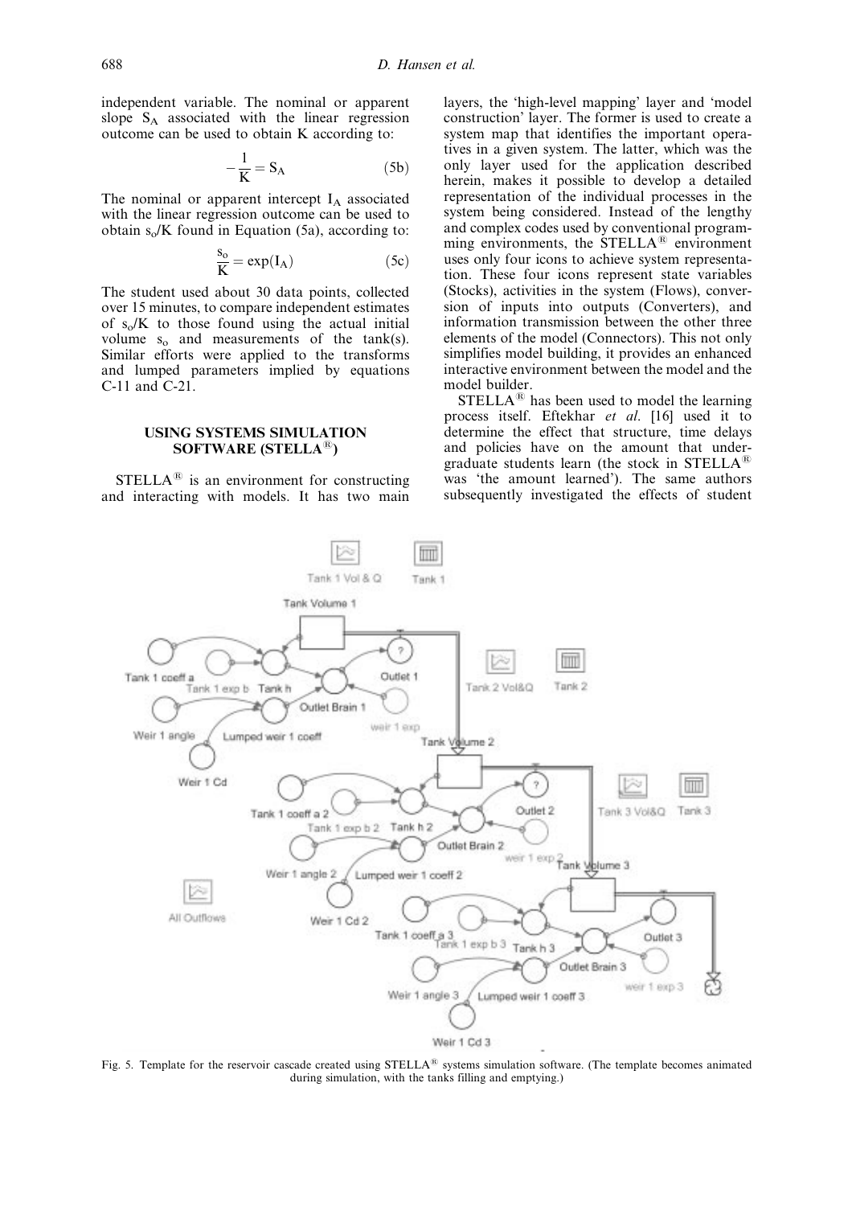independent variable. The nominal or apparent slope $S_A$ associated with the linear regression outcome can be used to obtain K according to:

$$-\frac{1}{K} = S_A \tag{5b}$$

The nominal or apparent intercept $I_A$ associated with the linear regression outcome can be used to obtain $s_o/K$ found in Equation (5a), according to:

$$\frac{s_o}{K} = \exp(I_A) \tag{5c}$$

The student used about 30 data points, collected over 15 minutes, to compare independent estimates of $s_o/K$ to those found using the actual initial volume $s_o$ and measurements of the tank(s). Similar efforts were applied to the transforms and lumped parameters implied by equations C-11 and C-21.

## USING SYSTEMS SIMULATION SOFTWARE (STELLA®)

STELLA® is an environment for constructing and interacting with models. It has two main layers, the 'high-level mapping' layer and 'model construction' layer. The former is used to create a system map that identifies the important operatives in a given system. The latter, which was the only layer used for the application described herein, makes it possible to develop a detailed representation of the individual processes in the system being considered. Instead of the lengthy and complex codes used by conventional programming environments, the STELLA® environment uses only four icons to achieve system representation. These four icons represent state variables (Stocks), activities in the system (Flows), conversion of inputs into outputs (Converters), and information transmission between the other three elements of the model (Connectors). This not only simplifies model building, it provides an enhanced interactive environment between the model and the model builder.

STELLA® has been used to model the learning process itself. Eftekhar *et al.* [16] used it to determine the effect that structure, time delays and policies have on the amount that undergraduate students learn (the stock in STELLA® was 'the amount learned'). The same authors subsequently investigated the effects of student

Fig. 5. Template for the reservoir cascade created using STELLA® systems simulation software. (The template becomes animated during simulation, with the tanks filling and emptying.)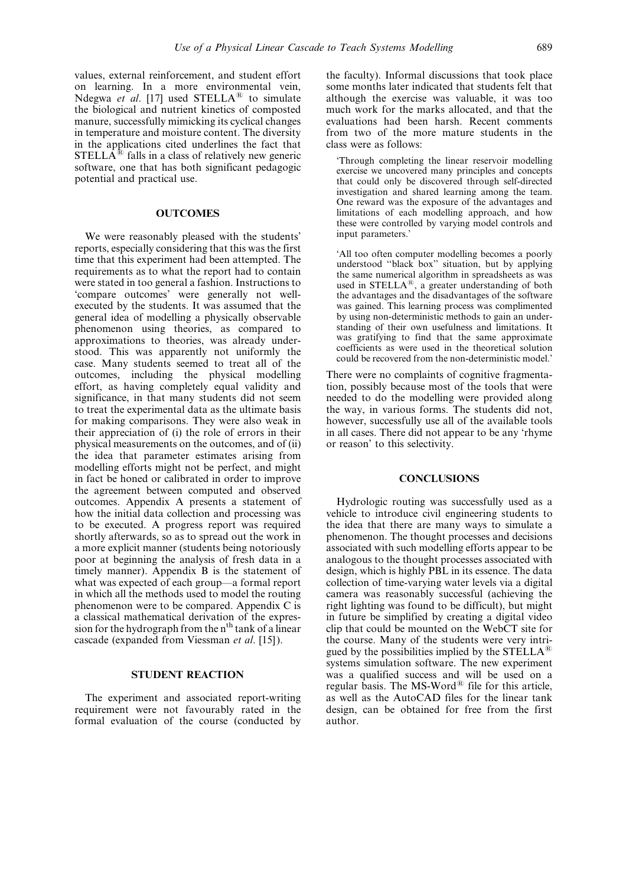values, external reinforcement, and student effort on learning. In a more environmental vein, Ndegwa *et al*. [17] used STELLA® to simulate the biological and nutrient kinetics of composted manure, successfully mimicking its cyclical changes in temperature and moisture content. The diversity in the applications cited underlines the fact that STELLA® falls in a class of relatively new generic software, one that has both significant pedagogic potential and practical use.

## OUTCOMES

We were reasonably pleased with the students' reports, especially considering that this was the first time that this experiment had been attempted. The requirements as to what the report had to contain were stated in too general a fashion. Instructions to 'compare outcomes' were generally not well-executed by the students. It was assumed that the general idea of modelling a physically observable phenomenon using theories, as compared to approximations to theories, was already understood. This was apparently not uniformly the case. Many students seemed to treat all of the outcomes, including the physical modelling effort, as having completely equal validity and significance, in that many students did not seem to treat the experimental data as the ultimate basis for making comparisons. They were also weak in their appreciation of (i) the role of errors in their physical measurements on the outcomes, and of (ii) the idea that parameter estimates arising from modelling efforts might not be perfect, and might in fact be honed or calibrated in order to improve the agreement between computed and observed outcomes. Appendix A presents a statement of how the initial data collection and processing was to be executed. A progress report was required shortly afterwards, so as to spread out the work in a more explicit manner (students being notoriously poor at beginning the analysis of fresh data in a timely manner). Appendix B is the statement of what was expected of each group—a formal report in which all the methods used to model the routing phenomenon were to be compared. Appendix C is a classical mathematical derivation of the expression for the hydrograph from the $n^{th}$ tank of a linear cascade (expanded from Viessman *et al*. [15]).

## STUDENT REACTION

The experiment and associated report-writing requirement were not favourably rated in the formal evaluation of the course (conducted by the faculty). Informal discussions that took place some months later indicated that students felt that although the exercise was valuable, it was too much work for the marks allocated, and that the evaluations had been harsh. Recent comments from two of the more mature students in the class were as follows:

> 'Through completing the linear reservoir modelling exercise we uncovered many principles and concepts that could only be discovered through self-directed investigation and shared learning among the team. One reward was the exposure of the advantages and limitations of each modelling approach, and how these were controlled by varying model controls and input parameters.'

> 'All too often computer modelling becomes a poorly understood "black box" situation, but by applying the same numerical algorithm in spreadsheets as was used in STELLA®, a greater understanding of both the advantages and the disadvantages of the software was gained. This learning process was complimented by using non-deterministic methods to gain an understanding of their own usefulness and limitations. It was gratifying to find that the same approximate coefficients as were used in the theoretical solution could be recovered from the non-deterministic model.'

There were no complaints of cognitive fragmentation, possibly because most of the tools that were needed to do the modelling were provided along the way, in various forms. The students did not, however, successfully use all of the available tools in all cases. There did not appear to be any 'rhyme or reason' to this selectivity.

## CONCLUSIONS

Hydrologic routing was successfully used as a vehicle to introduce civil engineering students to the idea that there are many ways to simulate a phenomenon. The thought processes and decisions associated with such modelling efforts appear to be analogous to the thought processes associated with design, which is highly PBL in its essence. The data collection of time-varying water levels via a digital camera was reasonably successful (achieving the right lighting was found to be difficult), but might in future be simplified by creating a digital video clip that could be mounted on the WebCT site for the course. Many of the students were very intrigued by the possibilities implied by the STELLA® systems simulation software. The new experiment was a qualified success and will be used on a regular basis. The MS-Word® file for this article, as well as the AutoCAD files for the linear tank design, can be obtained for free from the first author.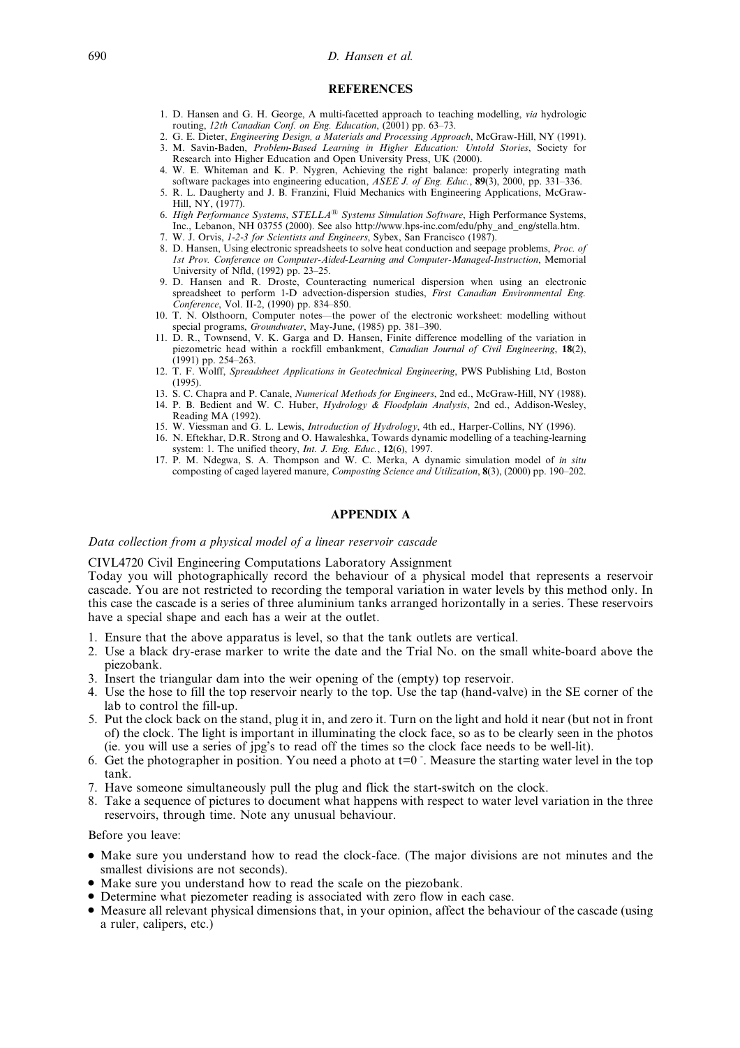## REFERENCES

1. D. Hansen and G. H. George, A multi-facetted approach to teaching modelling, *via* hydrologic routing, *12th Canadian Conf. on Eng. Education*, (2001) pp. 63–73.
2. G. E. Dieter, *Engineering Design, a Materials and Processing Approach*, McGraw-Hill, NY (1991).
3. M. Savin-Baden, *Problem-Based Learning in Higher Education: Untold Stories*, Society for Research into Higher Education and Open University Press, UK (2000).
4. W. E. Whiteman and K. P. Nygren, Achieving the right balance: properly integrating math software packages into engineering education, *ASEE J. of Eng. Educ.*, **89**(3), 2000, pp. 331–336.
5. R. L. Daugherty and J. B. Franzini, Fluid Mechanics with Engineering Applications, McGraw-Hill, NY, (1977).
6. *High Performance Systems*, *STELLA*® *Systems Simulation Software*, High Performance Systems, Inc., Lebanon, NH 03755 (2000). See also http://www.hps-inc.com/edu/phy_and_eng/stella.htm.
7. W. J. Orvis, *1-2-3 for Scientists and Engineers*, Sybex, San Francisco (1987).
8. D. Hansen, Using electronic spreadsheets to solve heat conduction and seepage problems, *Proc. of 1st Prov. Conference on Computer-Aided-Learning and Computer-Managed-Instruction*, Memorial University of Nfld, (1992) pp. 23–25.
9. D. Hansen and R. Droste, Counteracting numerical dispersion when using an electronic spreadsheet to perform 1-D advection-dispersion studies, *First Canadian Environmental Eng. Conference*, Vol. II-2, (1990) pp. 834–850.
10. T. N. Olsthoorn, Computer notes—the power of the electronic worksheet: modelling without special programs, *Groundwater*, May-June, (1985) pp. 381–390.
11. D. R., Townsend, V. K. Garga and D. Hansen, Finite difference modelling of the variation in piezometric head within a rockfill embankment, *Canadian Journal of Civil Engineering*, **18**(2), (1991) pp. 254–263.
12. T. F. Wolff, *Spreadsheet Applications in Geotechnical Engineering*, PWS Publishing Ltd, Boston (1995).
13. S. C. Chapra and P. Canale, *Numerical Methods for Engineers*, 2nd ed., McGraw-Hill, NY (1988).
14. P. B. Bedient and W. C. Huber, *Hydrology & Floodplain Analysis*, 2nd ed., Addison-Wesley, Reading MA (1992).
15. W. Viessman and G. L. Lewis, *Introduction of Hydrology*, 4th ed., Harper-Collins, NY (1996).
16. N. Eftekhar, D.R. Strong and O. Hawaleshka, Towards dynamic modelling of a teaching-learning system: 1. The unified theory, *Int. J. Eng. Educ.*, **12**(6), 1997.
17. P. M. Ndegwa, S. A. Thompson and W. C. Merka, A dynamic simulation model of *in situ* composting of caged layered manure, *Composting Science and Utilization*, **8**(3), (2000) pp. 190–202.

## APPENDIX A

*Data collection from a physical model of a linear reservoir cascade*

CIVL4720 Civil Engineering Computations Laboratory Assignment

Today you will photographically record the behaviour of a physical model that represents a reservoir cascade. You are not restricted to recording the temporal variation in water levels by this method only. In this case the cascade is a series of three aluminium tanks arranged horizontally in a series. These reservoirs have a special shape and each has a weir at the outlet.

1. Ensure that the above apparatus is level, so that the tank outlets are vertical.
2. Use a black dry-erase marker to write the date and the Trial No. on the small white-board above the piezobank.
3. Insert the triangular dam into the weir opening of the (empty) top reservoir.
4. Use the hose to fill the top reservoir nearly to the top. Use the tap (hand-valve) in the SE corner of the lab to control the fill-up.
5. Put the clock back on the stand, plug it in, and zero it. Turn on the light and hold it near (but not in front of) the clock. The light is important in illuminating the clock face, so as to be clearly seen in the photos (ie. you will use a series of jpg's to read off the times so the clock face needs to be well-lit).
6. Get the photographer in position. You need a photo at $t=0^-$. Measure the starting water level in the top tank.
7. Have someone simultaneously pull the plug and flick the start-switch on the clock.
8. Take a sequence of pictures to document what happens with respect to water level variation in the three reservoirs, through time. Note any unusual behaviour.

Before you leave:

- Make sure you understand how to read the clock-face. (The major divisions are not minutes and the smallest divisions are not seconds).
- Make sure you understand how to read the scale on the piezobank.
- Determine what piezometer reading is associated with zero flow in each case.
- Measure all relevant physical dimensions that, in your opinion, affect the behaviour of the cascade (using a ruler, calipers, etc.)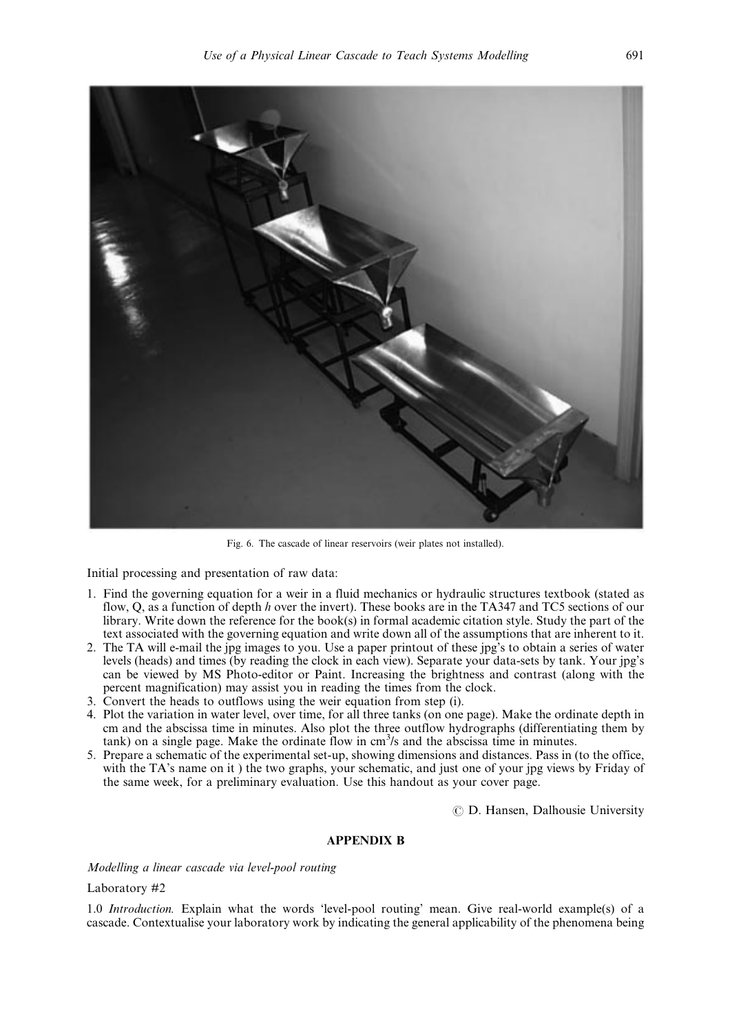Fig. 6. The cascade of linear reservoirs (weir plates not installed).

Initial processing and presentation of raw data:

1. Find the governing equation for a weir in a fluid mechanics or hydraulic structures textbook (stated as flow, Q, as a function of depth *h* over the invert). These books are in the TA347 and TC5 sections of our library. Write down the reference for the book(s) in formal academic citation style. Study the part of the text associated with the governing equation and write down all of the assumptions that are inherent to it.
2. The TA will e-mail the jpg images to you. Use a paper printout of these jpg's to obtain a series of water levels (heads) and times (by reading the clock in each view). Separate your data-sets by tank. Your jpg's can be viewed by MS Photo-editor or Paint. Increasing the brightness and contrast (along with the percent magnification) may assist you in reading the times from the clock.
3. Convert the heads to outflows using the weir equation from step (i).
4. Plot the variation in water level, over time, for all three tanks (on one page). Make the ordinate depth in cm and the abscissa time in minutes. Also plot the three outflow hydrographs (differentiating them by tank) on a single page. Make the ordinate flow in $cm^3/s$ and the abscissa time in minutes.
5. Prepare a schematic of the experimental set-up, showing dimensions and distances. Pass in (to the office, with the TA's name on it ) the two graphs, your schematic, and just one of your jpg views by Friday of the same week, for a preliminary evaluation. Use this handout as your cover page.

© D. Hansen, Dalhousie University

## APPENDIX B

*Modelling a linear cascade via level-pool routing*

Laboratory #2

1.0 *Introduction.* Explain what the words 'level-pool routing' mean. Give real-world example(s) of a cascade. Contextualise your laboratory work by indicating the general applicability of the phenomena being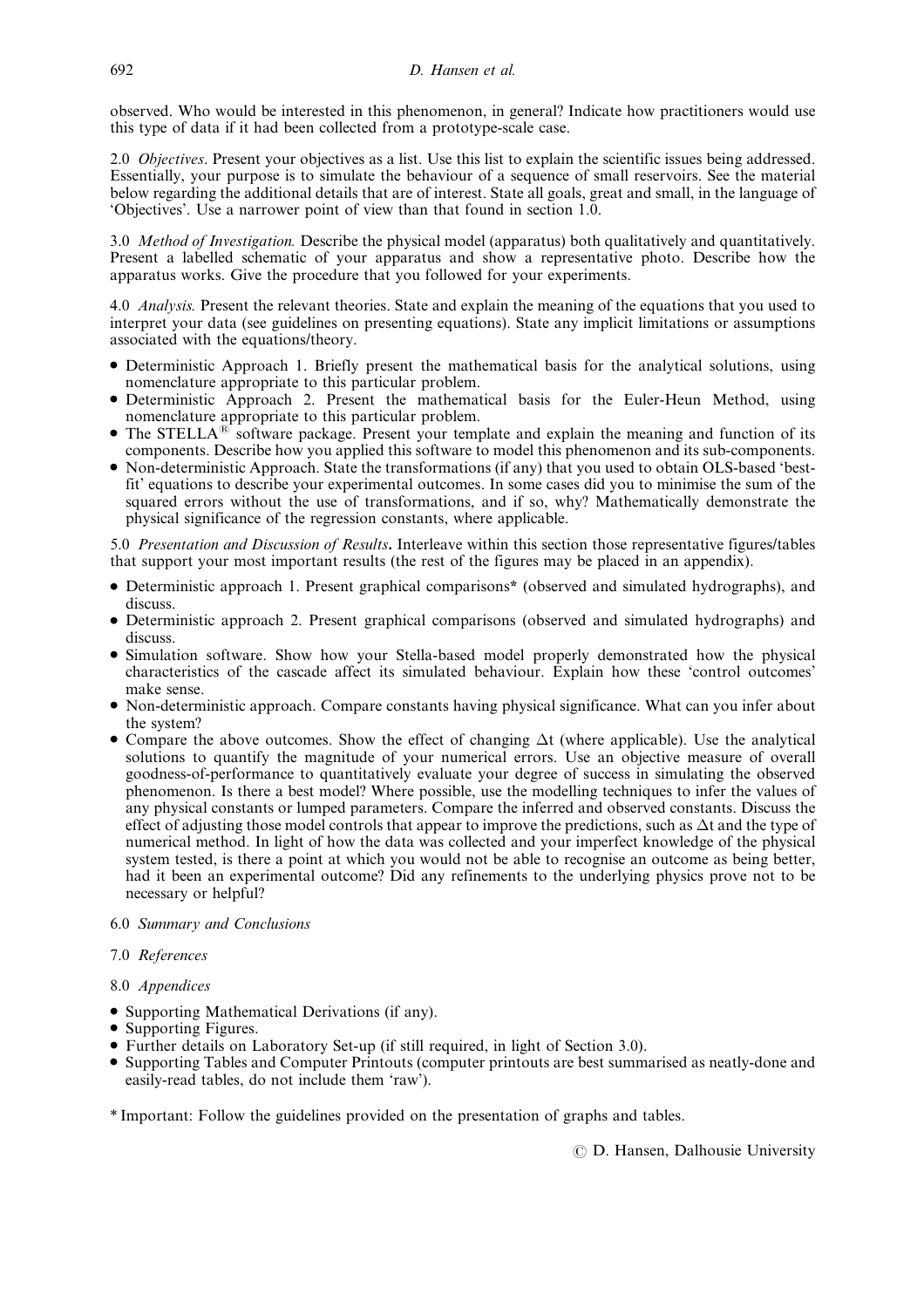observed. Who would be interested in this phenomenon, in general? Indicate how practitioners would use this type of data if it had been collected from a prototype-scale case.

2.0 *Objectives*. Present your objectives as a list. Use this list to explain the scientific issues being addressed. Essentially, your purpose is to simulate the behaviour of a sequence of small reservoirs. See the material below regarding the additional details that are of interest. State all goals, great and small, in the language of 'Objectives'. Use a narrower point of view than that found in section 1.0.

3.0 *Method of Investigation.* Describe the physical model (apparatus) both qualitatively and quantitatively. Present a labelled schematic of your apparatus and show a representative photo. Describe how the apparatus works. Give the procedure that you followed for your experiments.

4.0 *Analysis.* Present the relevant theories. State and explain the meaning of the equations that you used to interpret your data (see guidelines on presenting equations). State any implicit limitations or assumptions associated with the equations/theory.

- Deterministic Approach 1. Briefly present the mathematical basis for the analytical solutions, using nomenclature appropriate to this particular problem.
- Deterministic Approach 2. Present the mathematical basis for the Euler-Heun Method, using nomenclature appropriate to this particular problem.
- The STELLA® software package. Present your template and explain the meaning and function of its components. Describe how you applied this software to model this phenomenon and its sub-components.
- Non-deterministic Approach. State the transformations (if any) that you used to obtain OLS-based 'best-fit' equations to describe your experimental outcomes. In some cases did you to minimise the sum of the squared errors without the use of transformations, and if so, why? Mathematically demonstrate the physical significance of the regression constants, where applicable.

5.0 *Presentation and Discussion of Results***.** Interleave within this section those representative figures/tables that support your most important results (the rest of the figures may be placed in an appendix).

- Deterministic approach 1. Present graphical comparisons* (observed and simulated hydrographs), and discuss.
- Deterministic approach 2. Present graphical comparisons (observed and simulated hydrographs) and discuss.
- Simulation software. Show how your Stella-based model properly demonstrated how the physical characteristics of the cascade affect its simulated behaviour. Explain how these 'control outcomes' make sense.
- Non-deterministic approach. Compare constants having physical significance. What can you infer about the system?
- Compare the above outcomes. Show the effect of changing $\Delta t$ (where applicable). Use the analytical solutions to quantify the magnitude of your numerical errors. Use an objective measure of overall goodness-of-performance to quantitatively evaluate your degree of success in simulating the observed phenomenon. Is there a best model? Where possible, use the modelling techniques to infer the values of any physical constants or lumped parameters. Compare the inferred and observed constants. Discuss the effect of adjusting those model controls that appear to improve the predictions, such as $\Delta t$ and the type of numerical method. In light of how the data was collected and your imperfect knowledge of the physical system tested, is there a point at which you would not be able to recognise an outcome as being better, had it been an experimental outcome? Did any refinements to the underlying physics prove not to be necessary or helpful?

6.0 *Summary and Conclusions*

7.0 *References*

8.0 *Appendices*

- Supporting Mathematical Derivations (if any).
- Supporting Figures.
- Further details on Laboratory Set-up (if still required, in light of Section 3.0).
- Supporting Tables and Computer Printouts (computer printouts are best summarised as neatly-done and easily-read tables, do not include them 'raw').

\* Important: Follow the guidelines provided on the presentation of graphs and tables.

© D. Hansen, Dalhousie University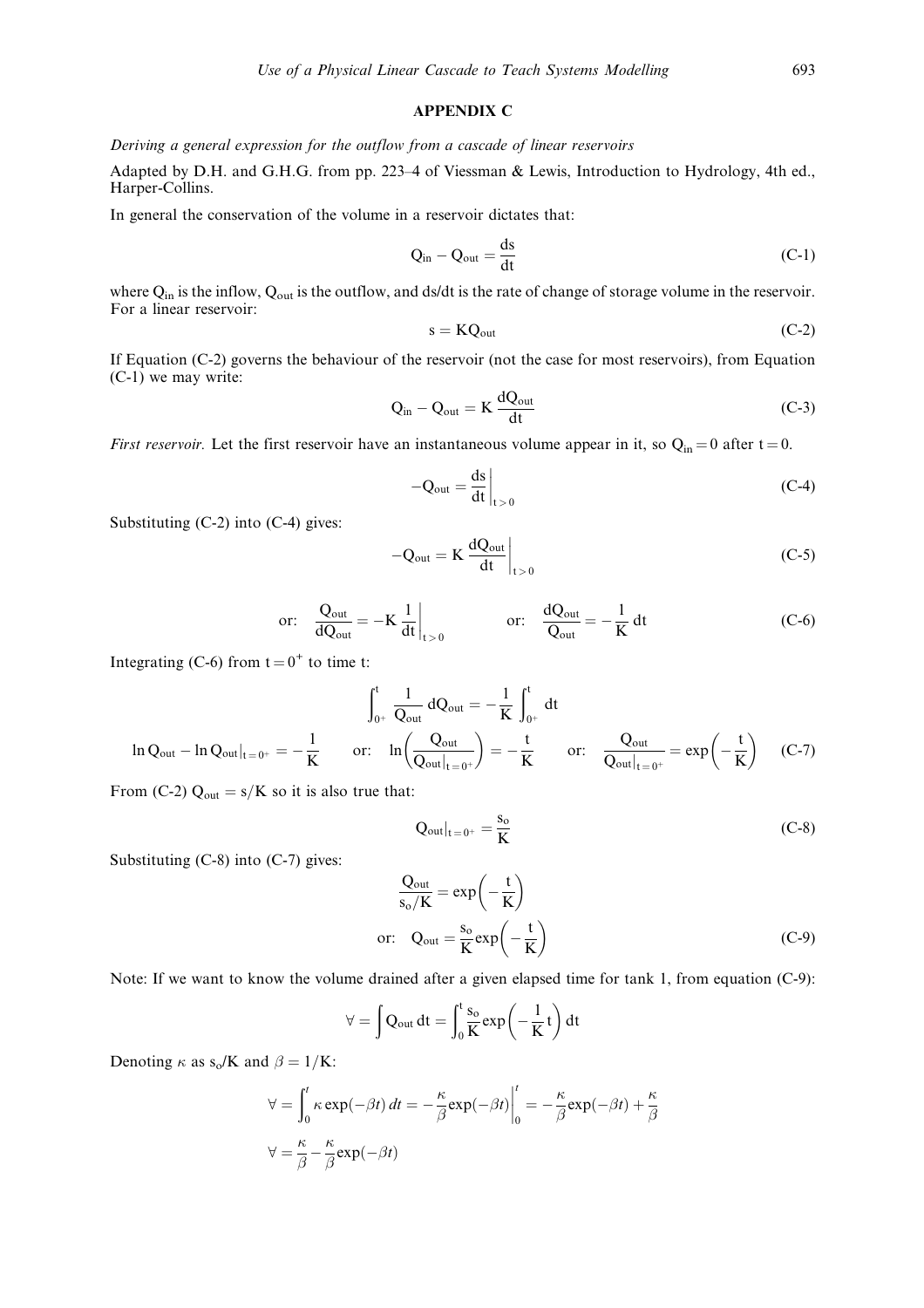## APPENDIX C

*Deriving a general expression for the outflow from a cascade of linear reservoirs*

Adapted by D.H. and G.H.G. from pp. 223–4 of Viessman & Lewis, Introduction to Hydrology, 4th ed., Harper-Collins.

In general the conservation of the volume in a reservoir dictates that:

$$Q_{in} - Q_{out} = \frac{ds}{dt} \tag{C-1}$$

where $Q_{in}$ is the inflow, $Q_{out}$ is the outflow, and ds/dt is the rate of change of storage volume in the reservoir. For a linear reservoir:

$$s = KQ_{out} \tag{C-2}$$

If Equation (C-2) governs the behaviour of the reservoir (not the case for most reservoirs), from Equation (C-1) we may write:

$$Q_{in} - Q_{out} = K\frac{dQ_{out}}{dt} \tag{C-3}$$

*First reservoir.* Let the first reservoir have an instantaneous volume appear in it, so $Q_{in} = 0$ after $t = 0$.

$$-Q_{out} = \left.\frac{ds}{dt}\right|_{t>0} \tag{C-4}$$

Substituting (C-2) into (C-4) gives:

$$-Q_{out} = K\left.\frac{dQ_{out}}{dt}\right|_{t>0} \tag{C-5}$$

$$\text{or:}\quad \frac{Q_{out}}{dQ_{out}} = -K\left.\frac{1}{dt}\right|_{t>0} \qquad \text{or:}\quad \frac{dQ_{out}}{Q_{out}} = -\frac{1}{K}\,dt \tag{C-6}$$

Integrating (C-6) from $t = 0^+$ to time t:

$$\int_{0^+}^{t}\frac{1}{Q_{out}}\,dQ_{out} = -\frac{1}{K}\int_{0^+}^{t}dt$$

$$\ln Q_{out} - \ln Q_{out}|_{t=0^+} = -\frac{1}{K} \qquad \text{or:}\quad \ln\left(\frac{Q_{out}}{Q_{out}|_{t=0^+}}\right) = -\frac{t}{K} \qquad \text{or:}\quad \frac{Q_{out}}{Q_{out}|_{t=0^+}} = \exp\left(-\frac{t}{K}\right) \tag{C-7}$$

From (C-2) $Q_{out} = s/K$ so it is also true that:

$$Q_{out}|_{t=0^+} = \frac{s_o}{K} \tag{C-8}$$

Substituting (C-8) into (C-7) gives:

$$\frac{Q_{out}}{s_o/K} = \exp\left(-\frac{t}{K}\right)$$

$$\text{or:}\quad Q_{out} = \frac{s_o}{K}\exp\left(-\frac{t}{K}\right) \tag{C-9}$$

Note: If we want to know the volume drained after a given elapsed time for tank 1, from equation (C-9):

$$\forall = \int Q_{out}\,dt = \int_0^t \frac{s_o}{K}\exp\left(-\frac{1}{K}t\right)dt$$

Denoting $\kappa$ as $s_o/K$ and $\beta = 1/K$:

$$\forall = \int_0^t \kappa\exp(-\beta t)\,dt = -\frac{\kappa}{\beta}\exp(-\beta t)\Big|_0^t = -\frac{\kappa}{\beta}\exp(-\beta t) + \frac{\kappa}{\beta}$$

$$\forall = \frac{\kappa}{\beta} - \frac{\kappa}{\beta}\exp(-\beta t)$$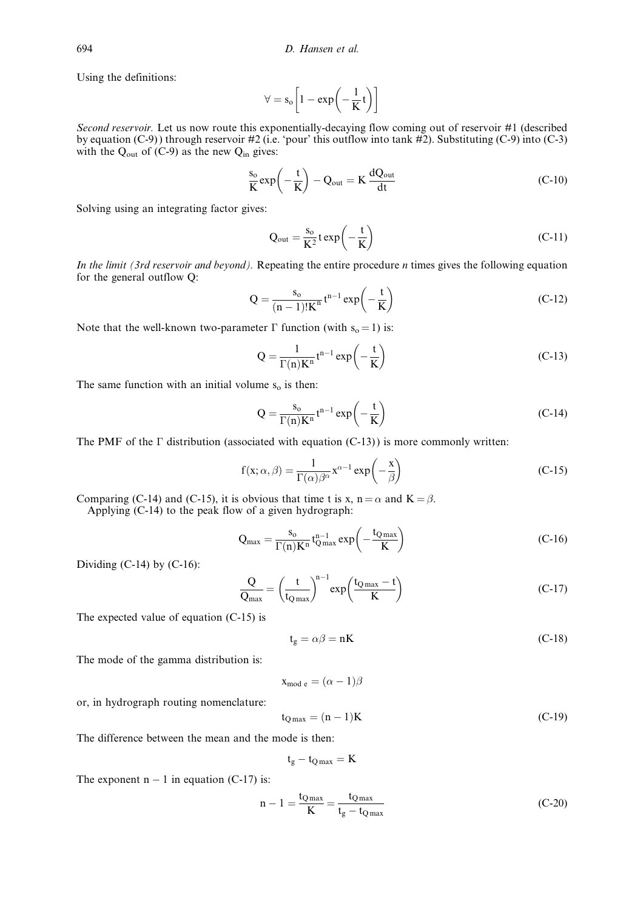Using the definitions:

$$\forall = s_o\left[1 - \exp\left(-\frac{1}{K}t\right)\right]$$

*Second reservoir.* Let us now route this exponentially-decaying flow coming out of reservoir #1 (described by equation (C-9)) through reservoir #2 (i.e. 'pour' this outflow into tank #2). Substituting (C-9) into (C-3) with the $Q_{out}$ of (C-9) as the new $Q_{in}$ gives:

$$\frac{s_o}{K}\exp\left(-\frac{t}{K}\right) - Q_{out} = K\frac{dQ_{out}}{dt} \tag{C-10}$$

Solving using an integrating factor gives:

$$Q_{out} = \frac{s_o}{K^2}t\exp\left(-\frac{t}{K}\right) \tag{C-11}$$

*In the limit (3rd reservoir and beyond).* Repeating the entire procedure *n* times gives the following equation for the general outflow Q:

$$Q = \frac{s_o}{(n-1)!K^n}t^{n-1}\exp\left(-\frac{t}{K}\right) \tag{C-12}$$

Note that the well-known two-parameter $\Gamma$ function (with $s_o = 1$) is:

$$Q = \frac{1}{\Gamma(n)K^n}t^{n-1}\exp\left(-\frac{t}{K}\right) \tag{C-13}$$

The same function with an initial volume $s_o$ is then:

$$Q = \frac{s_o}{\Gamma(n)K^n}t^{n-1}\exp\left(-\frac{t}{K}\right) \tag{C-14}$$

The PMF of the $\Gamma$ distribution (associated with equation (C-13)) is more commonly written:

$$f(x;\alpha,\beta) = \frac{1}{\Gamma(\alpha)\beta^\alpha}x^{\alpha-1}\exp\left(-\frac{x}{\beta}\right) \tag{C-15}$$

Comparing (C-14) and (C-15), it is obvious that time t is x, $n = \alpha$ and $K = \beta$.

Applying (C-14) to the peak flow of a given hydrograph:

$$Q_{max} = \frac{s_o}{\Gamma(n)K^n}t_{Q\,max}^{n-1}\exp\left(-\frac{t_{Q\,max}}{K}\right) \tag{C-16}$$

Dividing (C-14) by (C-16):

$$\frac{Q}{Q_{max}} = \left(\frac{t}{t_{Q\,max}}\right)^{n-1}\exp\left(\frac{t_{Q\,max} - t}{K}\right) \tag{C-17}$$

The expected value of equation (C-15) is

$$t_g = \alpha\beta = nK \tag{C-18}$$

The mode of the gamma distribution is:

$$x_{mode} = (\alpha - 1)\beta$$

or, in hydrograph routing nomenclature:

$$t_{Q\,max} = (n-1)K \tag{C-19}$$

The difference between the mean and the mode is then:

$$t_g - t_{Q\,max} = K$$

The exponent $n - 1$ in equation (C-17) is:

$$n - 1 = \frac{t_{Q\,max}}{K} = \frac{t_{Q\,max}}{t_g - t_{Q\,max}} \tag{C-20}$$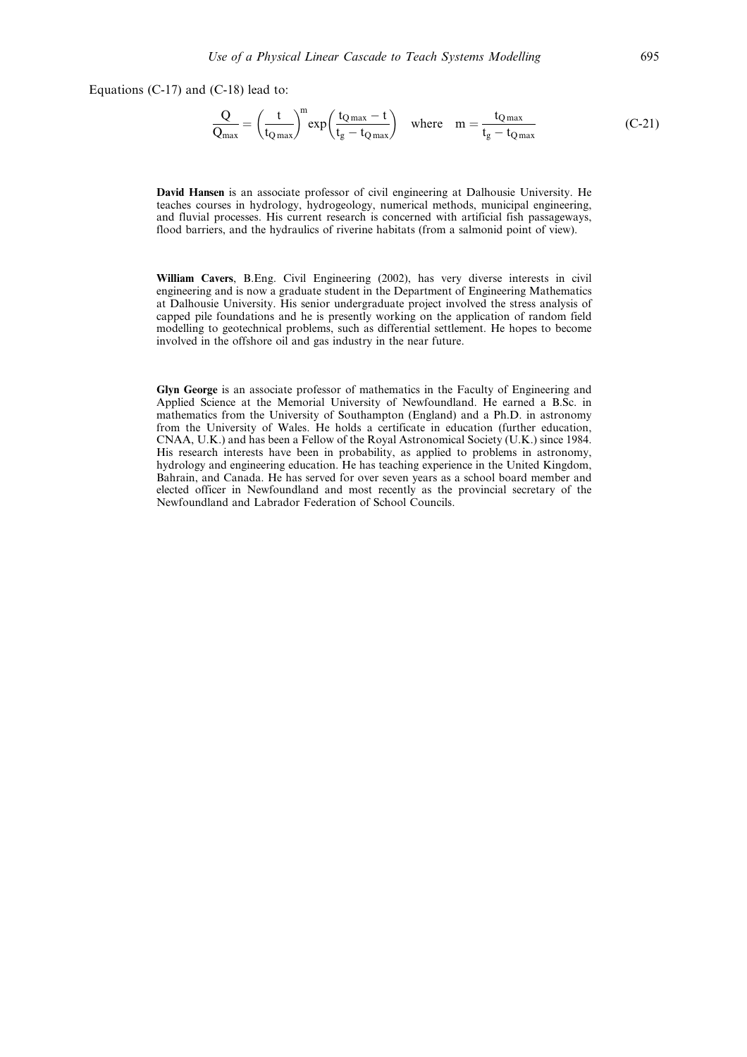Equations (C-17) and (C-18) lead to:

$$\frac{Q}{Q_{max}} = \left(\frac{t}{t_{Q\,max}}\right)^{m} \exp\left(\frac{t_{Q\,max} - t}{t_g - t_{Q\,max}}\right) \quad \text{where} \quad m = \frac{t_{Q\,max}}{t_g - t_{Q\,max}} \tag{C-21}$$

**David Hansen** is an associate professor of civil engineering at Dalhousie University. He teaches courses in hydrology, hydrogeology, numerical methods, municipal engineering, and fluvial processes. His current research is concerned with artificial fish passageways, flood barriers, and the hydraulics of riverine habitats (from a salmonid point of view).

**William Cavers**, B.Eng. Civil Engineering (2002), has very diverse interests in civil engineering and is now a graduate student in the Department of Engineering Mathematics at Dalhousie University. His senior undergraduate project involved the stress analysis of capped pile foundations and he is presently working on the application of random field modelling to geotechnical problems, such as differential settlement. He hopes to become involved in the offshore oil and gas industry in the near future.

**Glyn George** is an associate professor of mathematics in the Faculty of Engineering and Applied Science at the Memorial University of Newfoundland. He earned a B.Sc. in mathematics from the University of Southampton (England) and a Ph.D. in astronomy from the University of Wales. He holds a certificate in education (further education, CNAA, U.K.) and has been a Fellow of the Royal Astronomical Society (U.K.) since 1984. His research interests have been in probability, as applied to problems in astronomy, hydrology and engineering education. He has teaching experience in the United Kingdom, Bahrain, and Canada. He has served for over seven years as a school board member and elected officer in Newfoundland and most recently as the provincial secretary of the Newfoundland and Labrador Federation of School Councils.